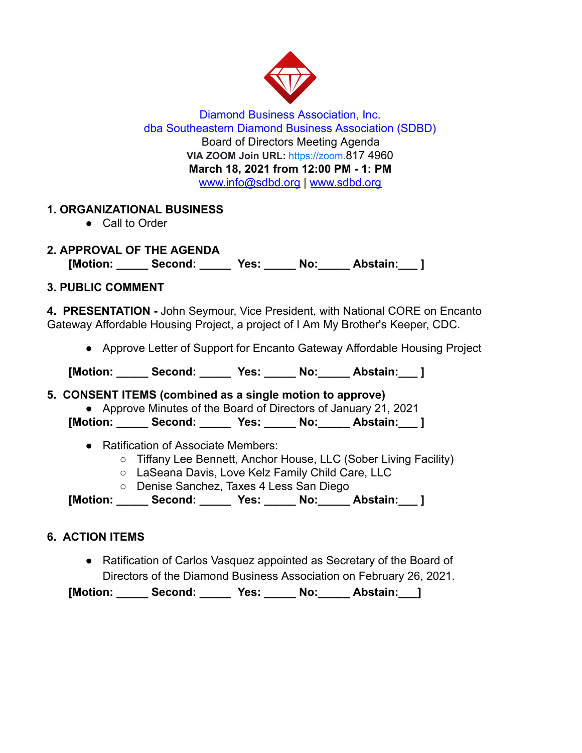Diamond Business Association, Inc.
dba Southeastern Diamond Business Association (SDBD)
Board of Directors Meeting Agenda
**VIA ZOOM Join URL:** https://zoom.817 4960
**March 18, 2021 from 12:00 PM - 1: PM**
www.info@sdbd.org | www.sdbd.org

**1. ORGANIZATIONAL BUSINESS**

- Call to Order

**2. APPROVAL OF THE AGENDA**

**[Motion: _____ Second: _____ Yes: _____ No:_____ Abstain:___ ]**

**3. PUBLIC COMMENT**

**4. PRESENTATION -** John Seymour, Vice President, with National CORE on Encanto Gateway Affordable Housing Project, a project of I Am My Brother's Keeper, CDC.

- Approve Letter of Support for Encanto Gateway Affordable Housing Project

**[Motion: _____ Second: _____ Yes: _____ No:_____ Abstain:___ ]**

**5. CONSENT ITEMS (combined as a single motion to approve)**

- Approve Minutes of the Board of Directors of January 21, 2021

**[Motion: _____ Second: _____ Yes: _____ No:_____ Abstain:___ ]**

- Ratification of Associate Members:
  - Tiffany Lee Bennett, Anchor House, LLC (Sober Living Facility)
  - LaSeana Davis, Love Kelz Family Child Care, LLC
  - Denise Sanchez, Taxes 4 Less San Diego

**[Motion: _____ Second: _____ Yes: _____ No:_____ Abstain:___ ]**

**6. ACTION ITEMS**

- Ratification of Carlos Vasquez appointed as Secretary of the Board of Directors of the Diamond Business Association on February 26, 2021.

**[Motion: _____ Second: _____ Yes: _____ No:_____ Abstain:___]**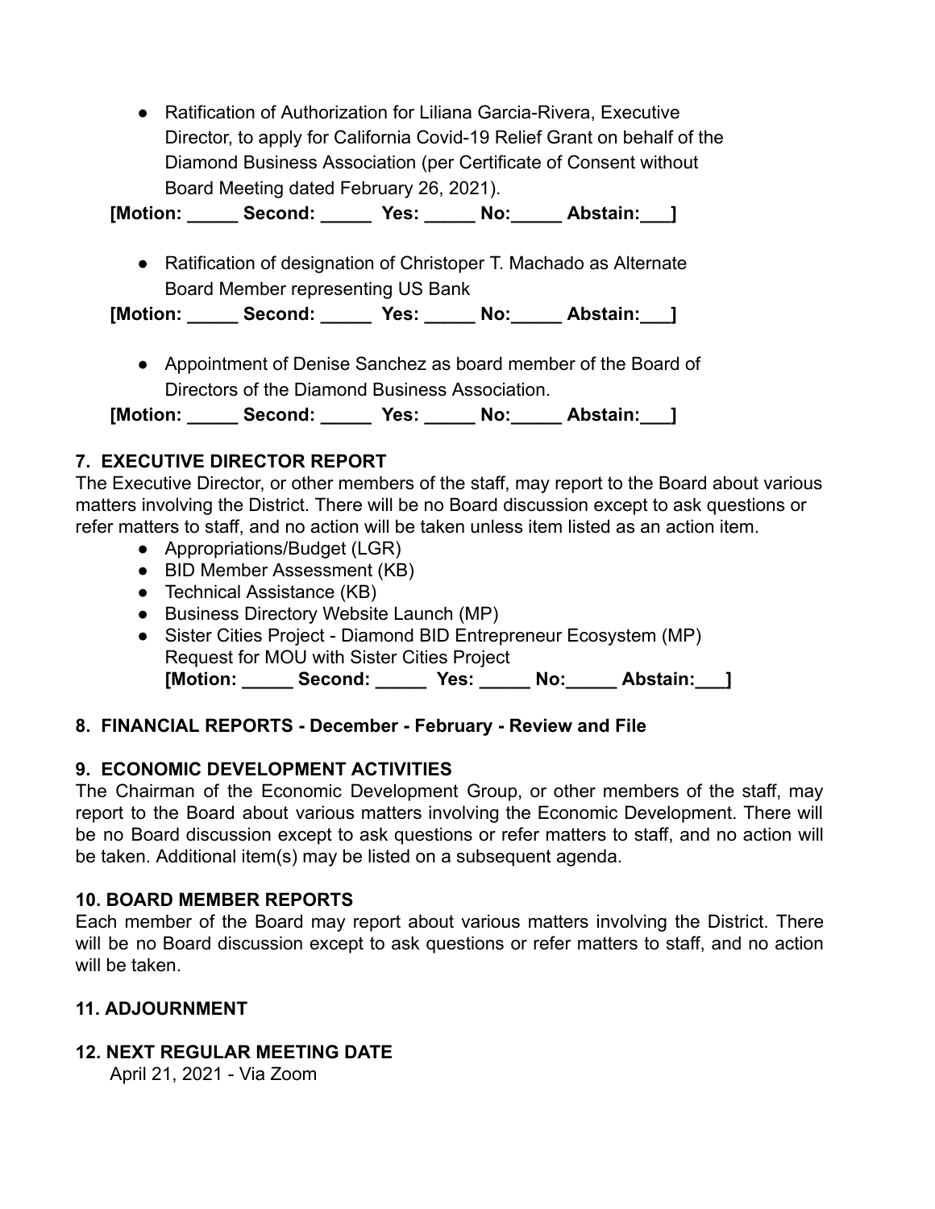- Ratification of Authorization for Liliana Garcia-Rivera, Executive Director, to apply for California Covid-19 Relief Grant on behalf of the Diamond Business Association (per Certificate of Consent without Board Meeting dated February 26, 2021).

**[Motion: _____ Second: _____ Yes: _____ No:_____ Abstain:___]**

- Ratification of designation of Christoper T. Machado as Alternate Board Member representing US Bank

**[Motion: _____ Second: _____ Yes: _____ No:_____ Abstain:___]**

- Appointment of Denise Sanchez as board member of the Board of Directors of the Diamond Business Association.

**[Motion: _____ Second: _____ Yes: _____ No:_____ Abstain:___]**

## 7. EXECUTIVE DIRECTOR REPORT

The Executive Director, or other members of the staff, may report to the Board about various matters involving the District. There will be no Board discussion except to ask questions or refer matters to staff, and no action will be taken unless item listed as an action item.

- Appropriations/Budget (LGR)
- BID Member Assessment (KB)
- Technical Assistance (KB)
- Business Directory Website Launch (MP)
- Sister Cities Project - Diamond BID Entrepreneur Ecosystem (MP)
  Request for MOU with Sister Cities Project
  **[Motion: _____ Second: _____ Yes: _____ No:_____ Abstain:___]**

## 8. FINANCIAL REPORTS - December - February - Review and File

## 9. ECONOMIC DEVELOPMENT ACTIVITIES

The Chairman of the Economic Development Group, or other members of the staff, may report to the Board about various matters involving the Economic Development. There will be no Board discussion except to ask questions or refer matters to staff, and no action will be taken. Additional item(s) may be listed on a subsequent agenda.

## 10. BOARD MEMBER REPORTS

Each member of the Board may report about various matters involving the District. There will be no Board discussion except to ask questions or refer matters to staff, and no action will be taken.

## 11. ADJOURNMENT

## 12. NEXT REGULAR MEETING DATE

April 21, 2021 - Via Zoom